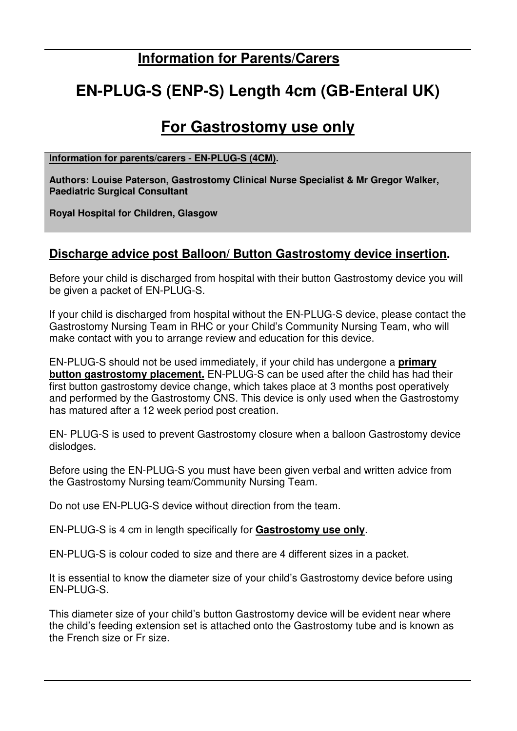## Information for Parents/Carers

# EN-PLUG-S (ENP-S) Length 4cm (GB-Enteral UK)

## For Gastrostomy use only

**Information for parents/carers - EN-PLUG-S (4CM).**

**Authors: Louise Paterson, Gastrostomy Clinical Nurse Specialist & Mr Gregor Walker, Paediatric Surgical Consultant**

**Royal Hospital for Children, Glasgow**

### Discharge advice post Balloon/ Button Gastrostomy device insertion.

Before your child is discharged from hospital with their button Gastrostomy device you will be given a packet of EN-PLUG-S.

If your child is discharged from hospital without the EN-PLUG-S device, please contact the Gastrostomy Nursing Team in RHC or your Child's Community Nursing Team, who will make contact with you to arrange review and education for this device.

EN-PLUG-S should not be used immediately, if your child has undergone a **primary button gastrostomy placement.** EN-PLUG-S can be used after the child has had their first button gastrostomy device change, which takes place at 3 months post operatively and performed by the Gastrostomy CNS. This device is only used when the Gastrostomy has matured after a 12 week period post creation.

EN- PLUG-S is used to prevent Gastrostomy closure when a balloon Gastrostomy device dislodges.

Before using the EN-PLUG-S you must have been given verbal and written advice from the Gastrostomy Nursing team/Community Nursing Team.

Do not use EN-PLUG-S device without direction from the team.

EN-PLUG-S is 4 cm in length specifically for **Gastrostomy use only**.

EN-PLUG-S is colour coded to size and there are 4 different sizes in a packet.

It is essential to know the diameter size of your child's Gastrostomy device before using EN-PLUG-S.

This diameter size of your child's button Gastrostomy device will be evident near where the child's feeding extension set is attached onto the Gastrostomy tube and is known as the French size or Fr size.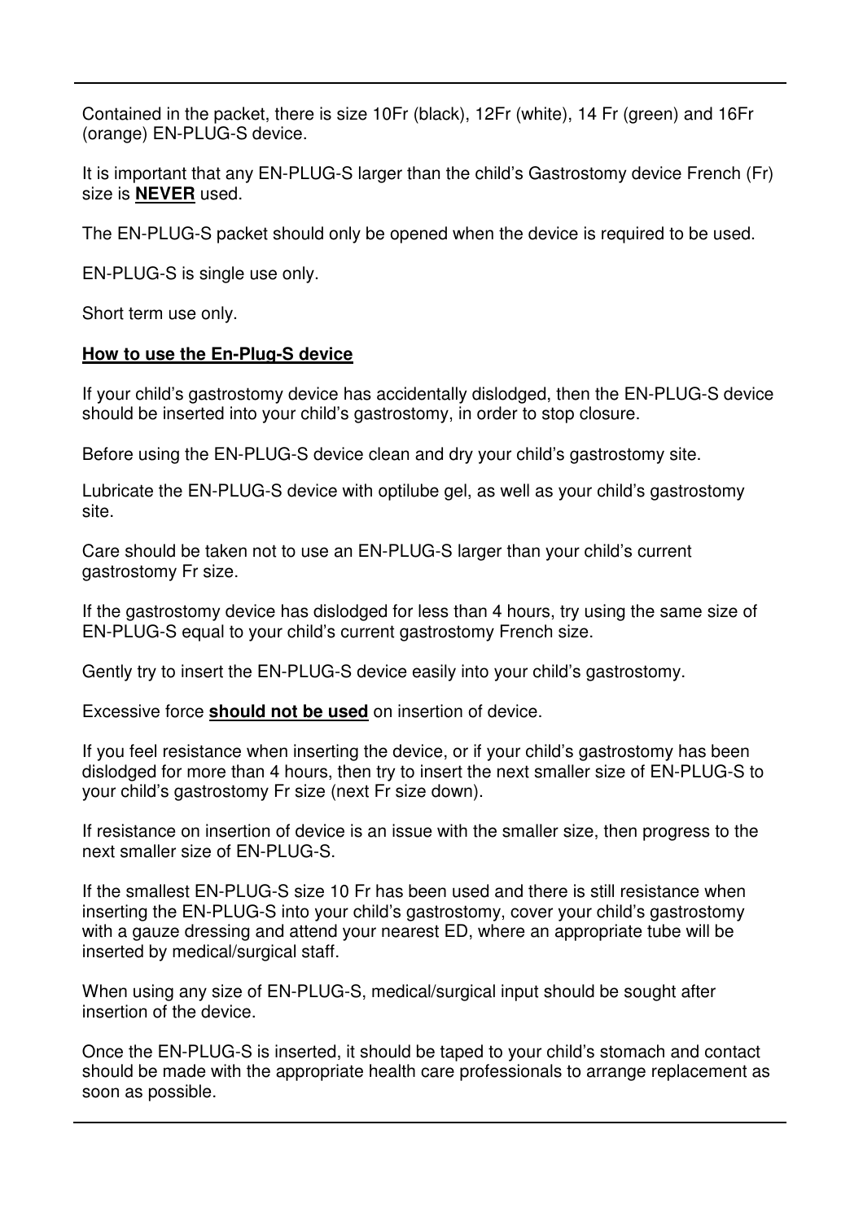Contained in the packet, there is size 10Fr (black), 12Fr (white), 14 Fr (green) and 16Fr (orange) EN-PLUG-S device.

It is important that any EN-PLUG-S larger than the child's Gastrostomy device French (Fr) size is **NEVER** used.

The EN-PLUG-S packet should only be opened when the device is required to be used.

EN-PLUG-S is single use only.

Short term use only.

**How to use the En-Plug-S device**

If your child's gastrostomy device has accidentally dislodged, then the EN-PLUG-S device should be inserted into your child's gastrostomy, in order to stop closure.

Before using the EN-PLUG-S device clean and dry your child's gastrostomy site.

Lubricate the EN-PLUG-S device with optilube gel, as well as your child's gastrostomy site.

Care should be taken not to use an EN-PLUG-S larger than your child's current gastrostomy Fr size.

If the gastrostomy device has dislodged for less than 4 hours, try using the same size of EN-PLUG-S equal to your child's current gastrostomy French size.

Gently try to insert the EN-PLUG-S device easily into your child's gastrostomy.

Excessive force **should not be used** on insertion of device.

If you feel resistance when inserting the device, or if your child's gastrostomy has been dislodged for more than 4 hours, then try to insert the next smaller size of EN-PLUG-S to your child's gastrostomy Fr size (next Fr size down).

If resistance on insertion of device is an issue with the smaller size, then progress to the next smaller size of EN-PLUG-S.

If the smallest EN-PLUG-S size 10 Fr has been used and there is still resistance when inserting the EN-PLUG-S into your child's gastrostomy, cover your child's gastrostomy with a gauze dressing and attend your nearest ED, where an appropriate tube will be inserted by medical/surgical staff.

When using any size of EN-PLUG-S, medical/surgical input should be sought after insertion of the device.

Once the EN-PLUG-S is inserted, it should be taped to your child's stomach and contact should be made with the appropriate health care professionals to arrange replacement as soon as possible.